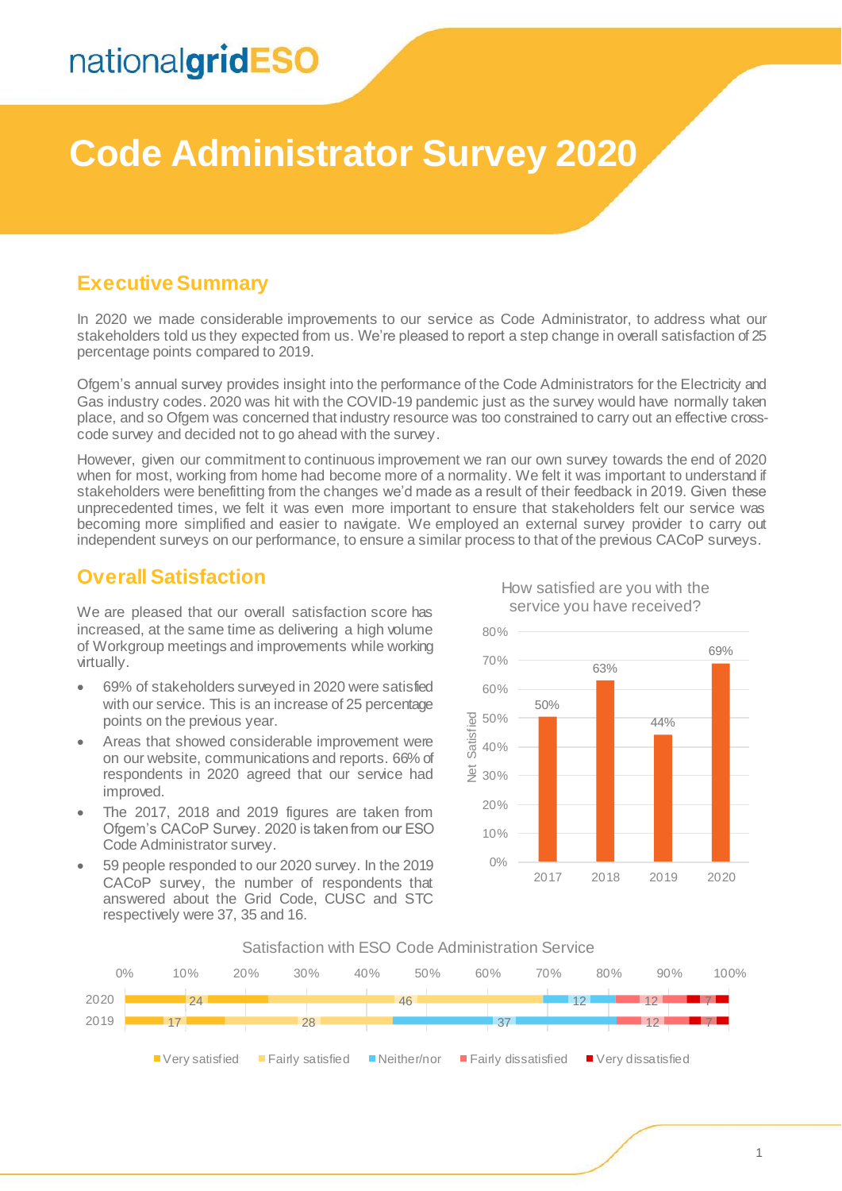# Code Administrator Survey 2020

## Executive Summary

In 2020 we made considerable improvements to our service as Code Administrator, to address what our stakeholders told us they expected from us. We're pleased to report a step change in overall satisfaction of 25 percentage points compared to 2019.

Ofgem's annual survey provides insight into the performance of the Code Administrators for the Electricity and Gas industry codes. 2020 was hit with the COVID-19 pandemic just as the survey would have normally taken place, and so Ofgem was concerned that industry resource was too constrained to carry out an effective cross-code survey and decided not to go ahead with the survey.

However, given our commitment to continuous improvement we ran our own survey towards the end of 2020 when for most, working from home had become more of a normality. We felt it was important to understand if stakeholders were benefitting from the changes we'd made as a result of their feedback in 2019. Given these unprecedented times, we felt it was even more important to ensure that stakeholders felt our service was becoming more simplified and easier to navigate. We employed an external survey provider to carry out independent surveys on our performance, to ensure a similar process to that of the previous CACoP surveys.

## Overall Satisfaction

We are pleased that our overall satisfaction score has increased, at the same time as delivering a high volume of Workgroup meetings and improvements while working virtually.

- 69% of stakeholders surveyed in 2020 were satisfied with our service. This is an increase of 25 percentage points on the previous year.
- Areas that showed considerable improvement were on our website, communications and reports. 66% of respondents in 2020 agreed that our service had improved.
- The 2017, 2018 and 2019 figures are taken from Ofgem's CACoP Survey. 2020 is taken from our ESO Code Administrator survey.
- 59 people responded to our 2020 survey. In the 2019 CACoP survey, the number of respondents that answered about the Grid Code, CUSC and STC respectively were 37, 35 and 16.

How satisfied are you with the service you have received?

| Year | Net Satisfied |
|---|---|
| 2017 | 50% |
| 2018 | 63% |
| 2019 | 44% |
| 2020 | 69% |

Satisfaction with ESO Code Administration Service

| Year | Very satisfied | Fairly satisfied | Neither/nor | Fairly dissatisfied | Very dissatisfied |
|---|---|---|---|---|---|
| 2020 | 24 | 46 | 12 | 12 | 7 |
| 2019 | 17 | 28 | 37 | 12 | 7 |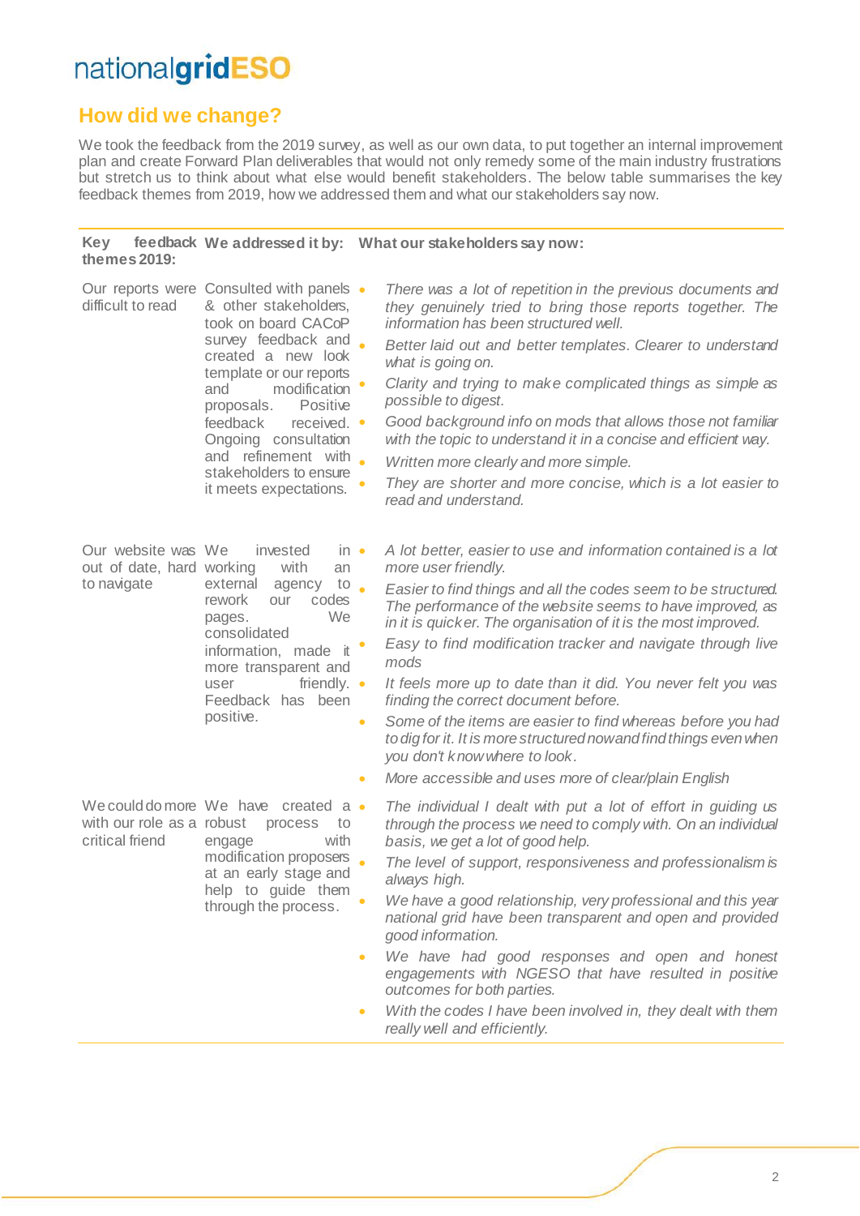## How did we change?

We took the feedback from the 2019 survey, as well as our own data, to put together an internal improvement plan and create Forward Plan deliverables that would not only remedy some of the main industry frustrations but stretch us to think about what else would benefit stakeholders. The below table summarises the key feedback themes from 2019, how we addressed them and what our stakeholders say now.

| Key feedback themes 2019: | We addressed it by: | What our stakeholders say now: |
|---|---|---|
| Our reports were difficult to read | Consulted with panels & other stakeholders, took on board CACoP survey feedback and created a new look template or our reports and modification proposals. Positive feedback received. Ongoing consultation and refinement with stakeholders to ensure it meets expectations. | • *There was a lot of repetition in the previous documents and they genuinely tried to bring those reports together. The information has been structured well.*<br>• *Better laid out and better templates. Clearer to understand what is going on.*<br>• *Clarity and trying to make complicated things as simple as possible to digest.*<br>• *Good background info on mods that allows those not familiar with the topic to understand it in a concise and efficient way.*<br>• *Written more clearly and more simple.*<br>• *They are shorter and more concise, which is a lot easier to read and understand.* |
| Our website was out of date, hard to navigate | We invested in working with an external agency to rework our codes pages. We consolidated information, made it more transparent and user friendly. Feedback has been positive. | • *A lot better, easier to use and information contained is a lot more user friendly.*<br>• *Easier to find things and all the codes seem to be structured. The performance of the website seems to have improved, as in it is quicker. The organisation of it is the most improved.*<br>• *Easy to find modification tracker and navigate through live mods*<br>• *It feels more up to date than it did. You never felt you was finding the correct document before.*<br>• *Some of the items are easier to find whereas before you had to dig for it. It is more structured now and find things even when you don't know where to look.*<br>• *More accessible and uses more of clear/plain English* |
| We could do more with our role as a critical friend | We have created a robust process to engage with modification proposers at an early stage and help to guide them through the process. | • *The individual I dealt with put a lot of effort in guiding us through the process we need to comply with. On an individual basis, we get a lot of good help.*<br>• *The level of support, responsiveness and professionalism is always high.*<br>• *We have a good relationship, very professional and this year national grid have been transparent and open and provided good information.*<br>• *We have had good responses and open and honest engagements with NGESO that have resulted in positive outcomes for both parties.*<br>• *With the codes I have been involved in, they dealt with them really well and efficiently.* |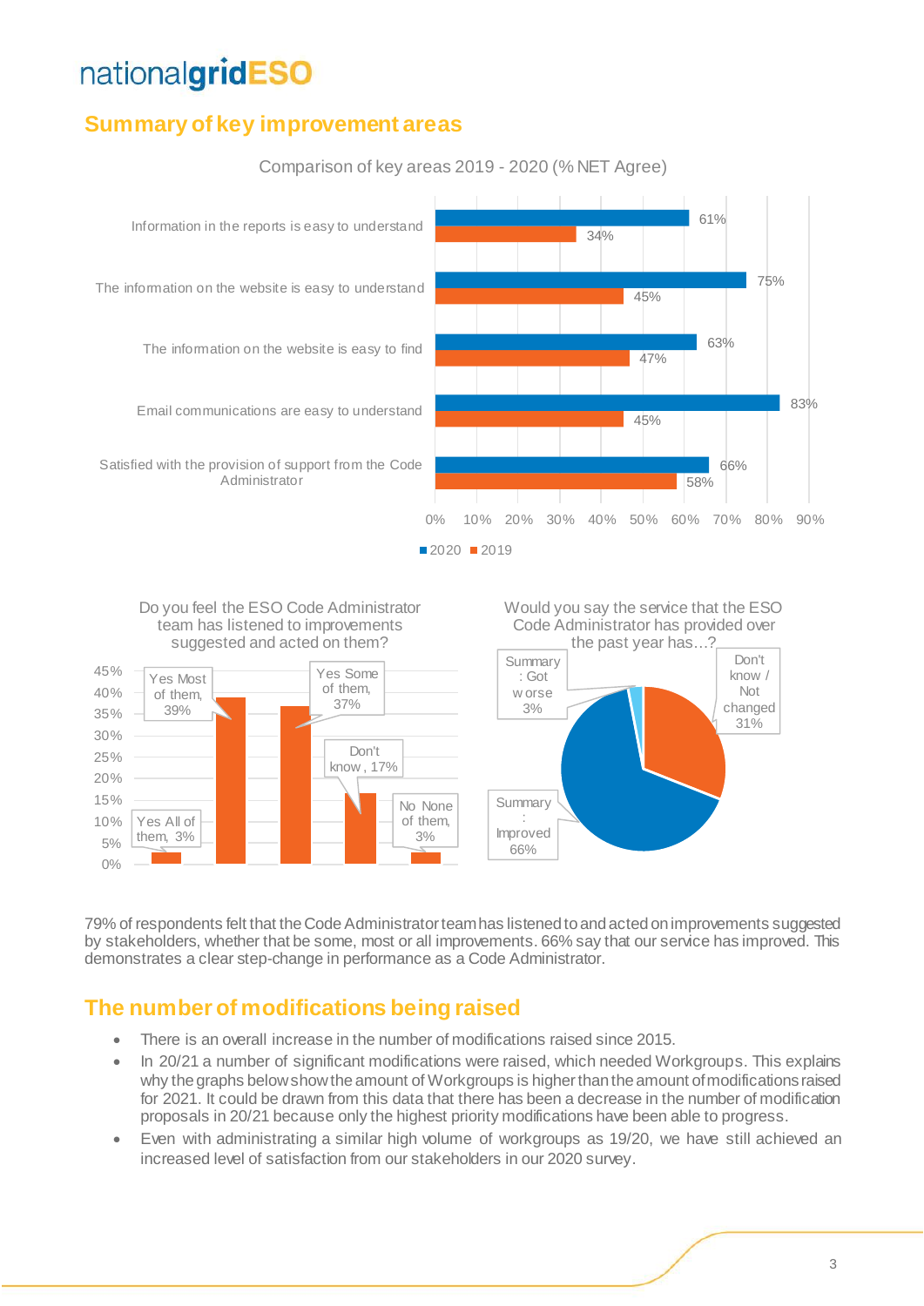# nationalgridESO

## Summary of key improvement areas

Comparison of key areas 2019 - 2020 (% NET Agree)

| | 2020 | 2019 |
|---|---|---|
| Information in the reports is easy to understand | 61% | 34% |
| The information on the website is easy to understand | 75% | 45% |
| The information on the website is easy to find | 63% | 47% |
| Email communications are easy to understand | 83% | 45% |
| Satisfied with the provision of support from the Code Administrator | 66% | 58% |

Do you feel the ESO Code Administrator team has listened to improvements suggested and acted on them?

| Response | % |
|---|---|
| Yes All of them | 3% |
| Yes Most of them | 39% |
| Yes Some of them | 37% |
| Don't know | 17% |
| No None of them | 3% |

Would you say the service that the ESO Code Administrator has provided over the past year has…?

| Response | % |
|---|---|
| Summary : Got worse | 3% |
| Don't know / Not changed | 31% |
| Summary : Improved | 66% |

79% of respondents felt that the Code Administrator team has listened to and acted on improvements suggested by stakeholders, whether that be some, most or all improvements. 66% say that our service has improved. This demonstrates a clear step-change in performance as a Code Administrator.

## The number of modifications being raised

- There is an overall increase in the number of modifications raised since 2015.
- In 20/21 a number of significant modifications were raised, which needed Workgroups. This explains why the graphs below show the amount of Workgroups is higher than the amount of modifications raised for 2021. It could be drawn from this data that there has been a decrease in the number of modification proposals in 20/21 because only the highest priority modifications have been able to progress.
- Even with administrating a similar high volume of workgroups as 19/20, we have still achieved an increased level of satisfaction from our stakeholders in our 2020 survey.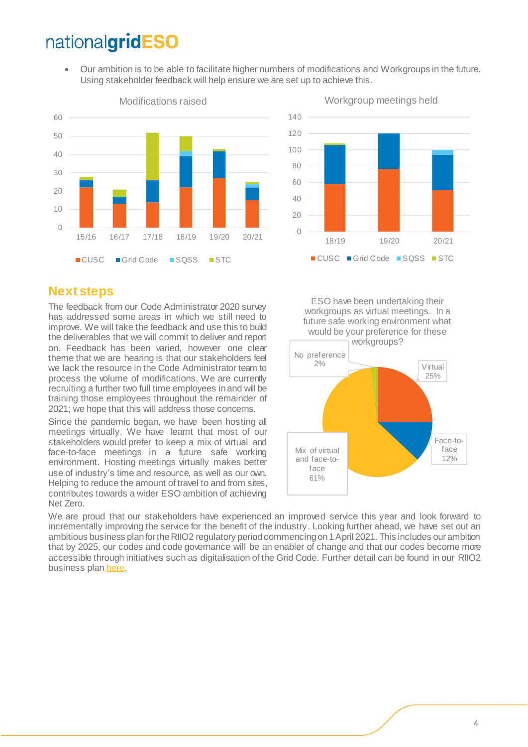- Our ambition is to be able to facilitate higher numbers of modifications and Workgroups in the future. Using stakeholder feedback will help ensure we are set up to achieve this.

Modifications raised

60
50
40
30
20
10
0
15/16
16/17
17/18
18/19
19/20
20/21

CUSC Grid Code SQSS STC

Workgroup meetings held

140
120
100
80
60
40
20
0
18/19
19/20
20/21

CUSC Grid Code SQSS STC

## Next steps

The feedback from our Code Administrator 2020 survey has addressed some areas in which we still need to improve. We will take the feedback and use this to build the deliverables that we will commit to deliver and report on. Feedback has been varied, however one clear theme that we are hearing is that our stakeholders feel we lack the resource in the Code Administrator team to process the volume of modifications. We are currently recruiting a further two full time employees in and will be training those employees throughout the remainder of 2021; we hope that this will address those concerns.

Since the pandemic began, we have been hosting all meetings virtually. We have learnt that most of our stakeholders would prefer to keep a mix of virtual and face-to-face meetings in a future safe working environment. Hosting meetings virtually makes better use of industry's time and resource, as well as our own. Helping to reduce the amount of travel to and from sites, contributes towards a wider ESO ambition of achieving Net Zero.

ESO have been undertaking their workgroups as virtual meetings. In a future safe working environment what would be your preference for these workgroups?

No preference 2%
Virtual 25%
Face-to-face 12%
Mix of virtual and face-to-face 61%

We are proud that our stakeholders have experienced an improved service this year and look forward to incrementally improving the service for the benefit of the industry. Looking further ahead, we have set out an ambitious business plan for the RIIO2 regulatory period commencing on 1 April 2021. This includes our ambition that by 2025, our codes and code governance will be an enabler of change and that our codes become more accessible through initiatives such as digitalisation of the Grid Code. Further detail can be found in our RIIO2 business plan here.